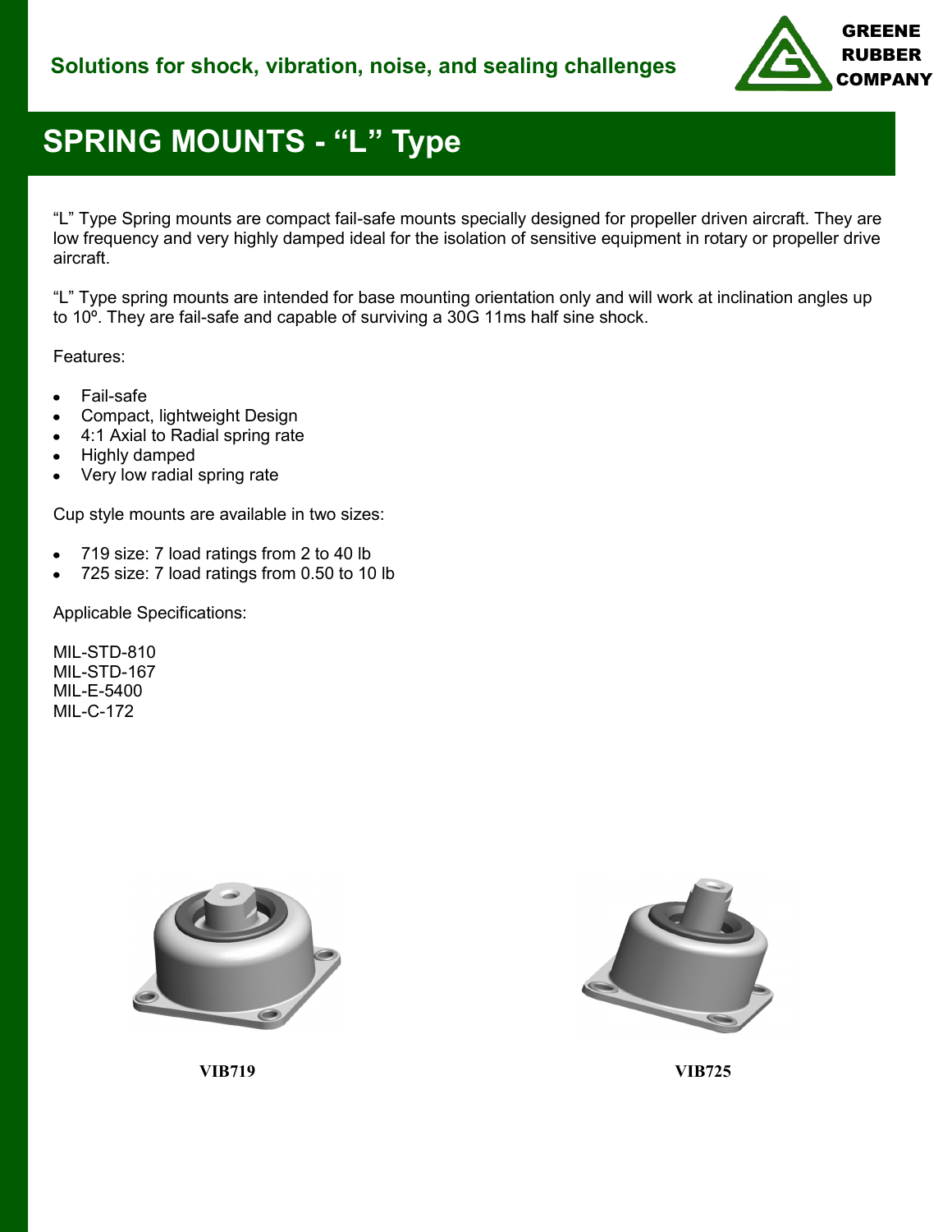Solutions for shock, vibration, noise, and sealing challenges

GREENE RUBBER COMPANY

# SPRING MOUNTS - “L” Type

“L” Type Spring mounts are compact fail-safe mounts specially designed for propeller driven aircraft. They are low frequency and very highly damped ideal for the isolation of sensitive equipment in rotary or propeller drive aircraft.

“L” Type spring mounts are intended for base mounting orientation only and will work at inclination angles up to 10º. They are fail-safe and capable of surviving a 30G 11ms half sine shock.

Features:

- Fail-safe
- Compact, lightweight Design
- 4:1 Axial to Radial spring rate
- Highly damped
- Very low radial spring rate

Cup style mounts are available in two sizes:

- 719 size: 7 load ratings from 2 to 40 lb
- 725 size: 7 load ratings from 0.50 to 10 lb

Applicable Specifications:

MIL-STD-810
MIL-STD-167
MIL-E-5400
MIL-C-172

**VIB719**

**VIB725**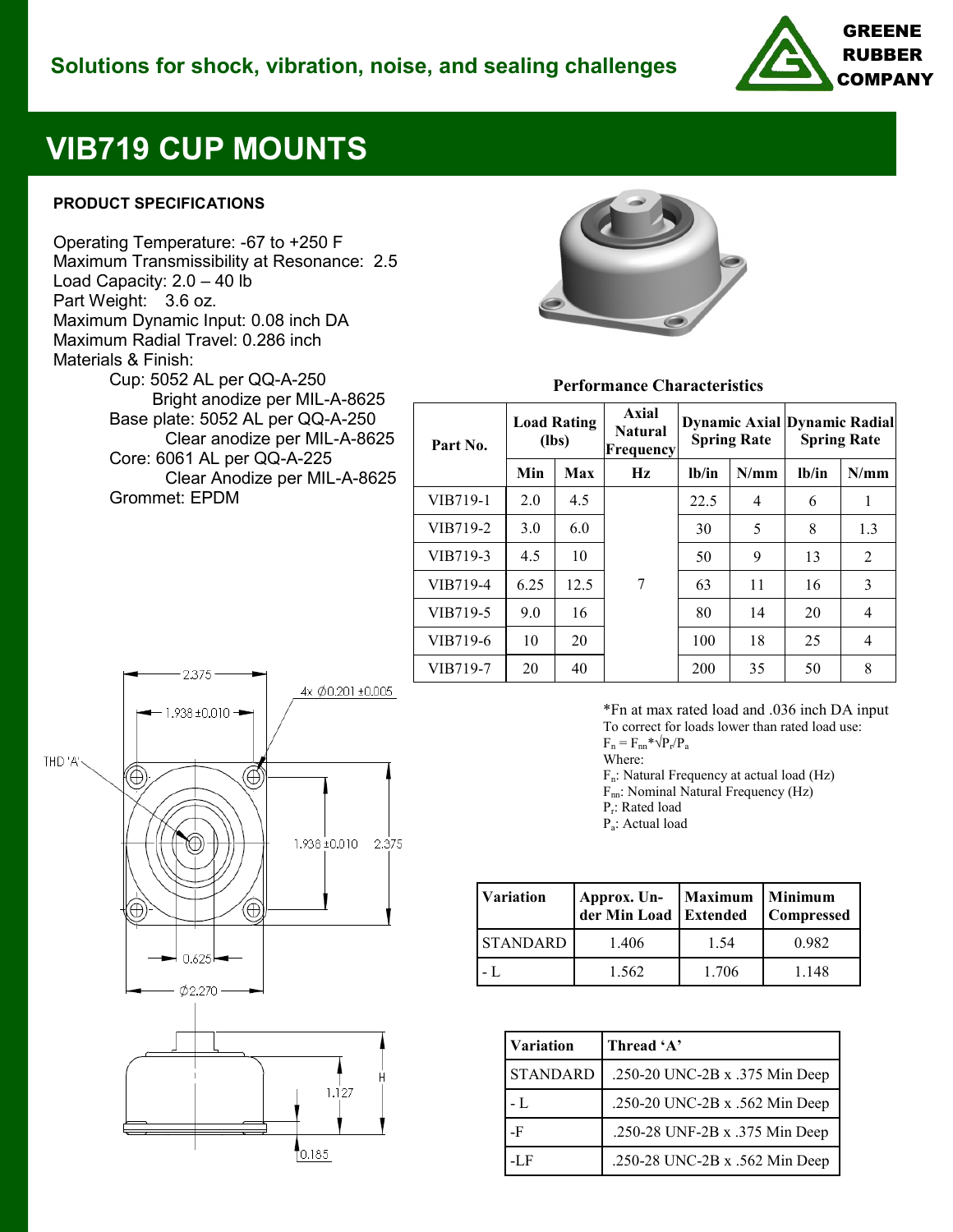Solutions for shock, vibration, noise, and sealing challenges

GREENE RUBBER COMPANY

# VIB719 CUP MOUNTS

### PRODUCT SPECIFICATIONS

Operating Temperature: -67 to +250 F
Maximum Transmissibility at Resonance: 2.5
Load Capacity: 2.0 – 40 lb
Part Weight: 3.6 oz.
Maximum Dynamic Input: 0.08 inch DA
Maximum Radial Travel: 0.286 inch
Materials & Finish:

- Cup: 5052 AL per QQ-A-250
  - Bright anodize per MIL-A-8625
- Base plate: 5052 AL per QQ-A-250
  - Clear anodize per MIL-A-8625
- Core: 6061 AL per QQ-A-225
  - Clear Anodize per MIL-A-8625
- Grommet: EPDM

**Performance Characteristics**

| Part No. | Load Rating (lbs) | | Axial Natural Frequency | Dynamic Axial Spring Rate | | Dynamic Radial Spring Rate | |
|---|---|---|---|---|---|---|---|
| | Min | Max | Hz | lb/in | N/mm | lb/in | N/mm |
| VIB719-1 | 2.0 | 4.5 | 7 | 22.5 | 4 | 6 | 1 |
| VIB719-2 | 3.0 | 6.0 | | 30 | 5 | 8 | 1.3 |
| VIB719-3 | 4.5 | 10 | | 50 | 9 | 13 | 2 |
| VIB719-4 | 6.25 | 12.5 | | 63 | 11 | 16 | 3 |
| VIB719-5 | 9.0 | 16 | | 80 | 14 | 20 | 4 |
| VIB719-6 | 10 | 20 | | 100 | 18 | 25 | 4 |
| VIB719-7 | 20 | 40 | | 200 | 35 | 50 | 8 |

*Fn at max rated load and .036 inch DA input
To correct for loads lower than rated load use:
$F_n = F_{nn} * \sqrt{P_r/P_a}$
Where:
$F_n$: Natural Frequency at actual load (Hz)
$F_{nn}$: Nominal Natural Frequency (Hz)
$P_r$: Rated load
$P_a$: Actual load

2.375
1.938 ±0.010
4x Ø0.201 ±0.005
THD 'A'
1.938 ±0.010
2.375
0.625
Ø2.270
H
1.127
0.185

| Variation | Approx. Under Min Load | Maximum Extended | Minimum Compressed |
|---|---|---|---|
| STANDARD | 1.406 | 1.54 | 0.982 |
| - L | 1.562 | 1.706 | 1.148 |

| Variation | Thread 'A' |
|---|---|
| STANDARD | .250-20 UNC-2B x .375 Min Deep |
| - L | .250-20 UNC-2B x .562 Min Deep |
| -F | .250-28 UNF-2B x .375 Min Deep |
| -LF | .250-28 UNC-2B x .562 Min Deep |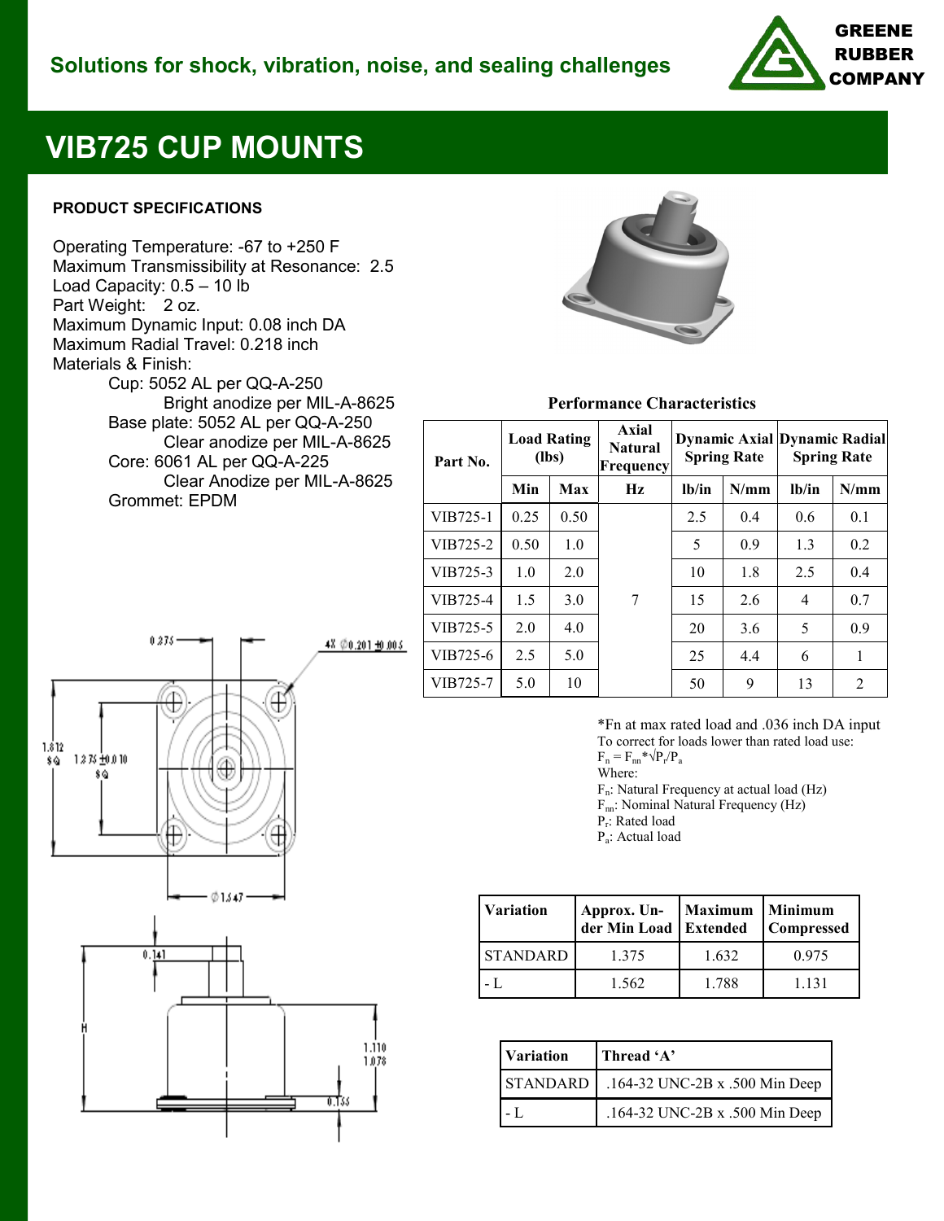Solutions for shock, vibration, noise, and sealing challenges

GREENE RUBBER COMPANY

# VIB725 CUP MOUNTS

### PRODUCT SPECIFICATIONS

Operating Temperature: -67 to +250 F
Maximum Transmissibility at Resonance: 2.5
Load Capacity: 0.5 – 10 lb
Part Weight: 2 oz.
Maximum Dynamic Input: 0.08 inch DA
Maximum Radial Travel: 0.218 inch
Materials & Finish:

- Cup: 5052 AL per QQ-A-250
  - Bright anodize per MIL-A-8625
- Base plate: 5052 AL per QQ-A-250
  - Clear anodize per MIL-A-8625
- Core: 6061 AL per QQ-A-225
  - Clear Anodize per MIL-A-8625
- Grommet: EPDM

**Performance Characteristics**

| Part No. | Load Rating (lbs) | | Axial Natural Frequency | Dynamic Axial Spring Rate | | Dynamic Radial Spring Rate | |
|---|---|---|---|---|---|---|---|
| | Min | Max | Hz | lb/in | N/mm | lb/in | N/mm |
| VIB725-1 | 0.25 | 0.50 | 7 | 2.5 | 0.4 | 0.6 | 0.1 |
| VIB725-2 | 0.50 | 1.0 | 7 | 5 | 0.9 | 1.3 | 0.2 |
| VIB725-3 | 1.0 | 2.0 | 7 | 10 | 1.8 | 2.5 | 0.4 |
| VIB725-4 | 1.5 | 3.0 | 7 | 15 | 2.6 | 4 | 0.7 |
| VIB725-5 | 2.0 | 4.0 | 7 | 20 | 3.6 | 5 | 0.9 |
| VIB725-6 | 2.5 | 5.0 | 7 | 25 | 4.4 | 6 | 1 |
| VIB725-7 | 5.0 | 10 | 7 | 50 | 9 | 13 | 2 |

*Fn at max rated load and .036 inch DA input
To correct for loads lower than rated load use:
$F_n = F_{nn} * \sqrt{P_r / P_a}$
Where:
$F_n$: Natural Frequency at actual load (Hz)
$F_{nn}$: Nominal Natural Frequency (Hz)
$P_r$: Rated load
$P_a$: Actual load

0.375
4X ⌀0.201 ±0.005
1.812 SQ
1.375 ±0.010 SQ
⌀1.547
0.141
H
1.110
1.078
0.135

| Variation | Approx. Under Min Load | Maximum Extended | Minimum Compressed |
|---|---|---|---|
| STANDARD | 1.375 | 1.632 | 0.975 |
| - L | 1.562 | 1.788 | 1.131 |

| Variation | Thread 'A' |
|---|---|
| STANDARD | .164-32 UNC-2B x .500 Min Deep |
| - L | .164-32 UNC-2B x .500 Min Deep |